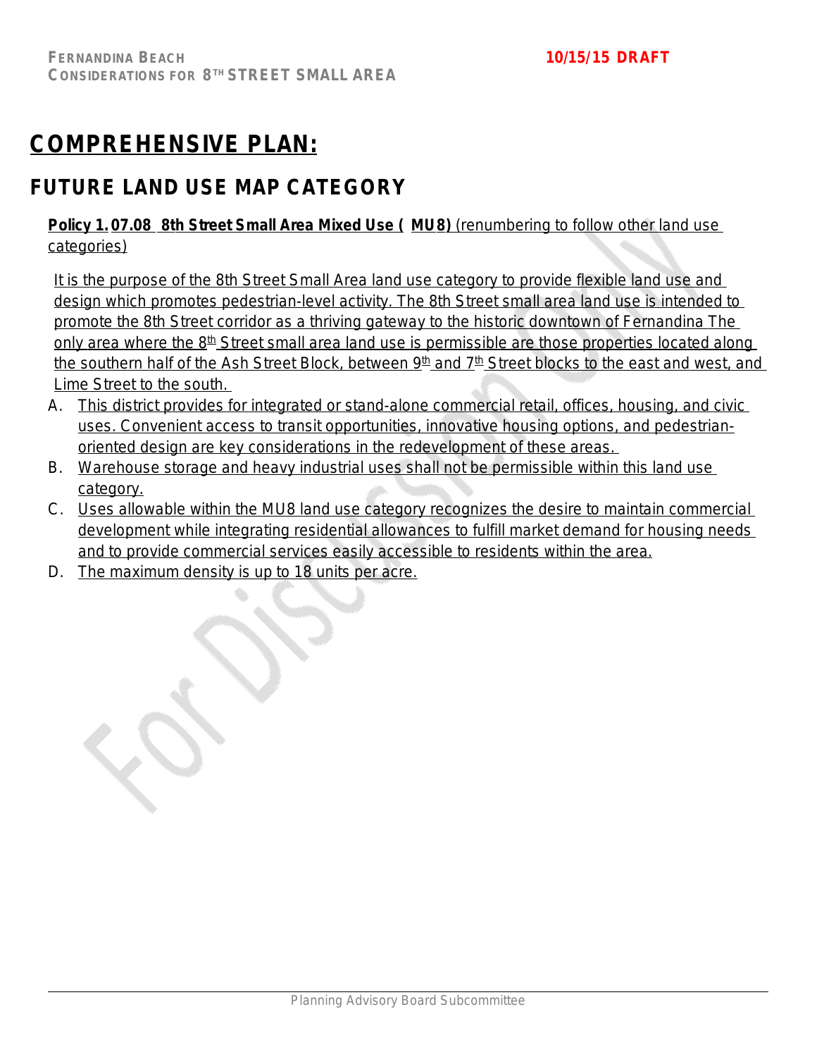# COMPREHENSIVE PLAN:

## FUTURE LAND USE MAP CATEGORY

**Policy 1.07.08 8th Street Small Area Mixed Use ( MU8)** (renumbering to follow other land use categories)

It is the purpose of the 8th Street Small Area land use category to provide flexible land use and design which promotes pedestrian-level activity. The 8th Street small area land use is intended to promote the 8th Street corridor as a thriving gateway to the historic downtown of Fernandina The only area where the 8th Street small area land use is permissible are those properties located along the southern half of the Ash Street Block, between 9th and 7th Street blocks to the east and west, and Lime Street to the south.

A. This district provides for integrated or stand-alone commercial retail, offices, housing, and civic uses. Convenient access to transit opportunities, innovative housing options, and pedestrian-oriented design are key considerations in the redevelopment of these areas.
B. Warehouse storage and heavy industrial uses shall not be permissible within this land use category.
C. Uses allowable within the MU8 land use category recognizes the desire to maintain commercial development while integrating residential allowances to fulfill market demand for housing needs and to provide commercial services easily accessible to residents within the area.
D. The maximum density is up to 18 units per acre.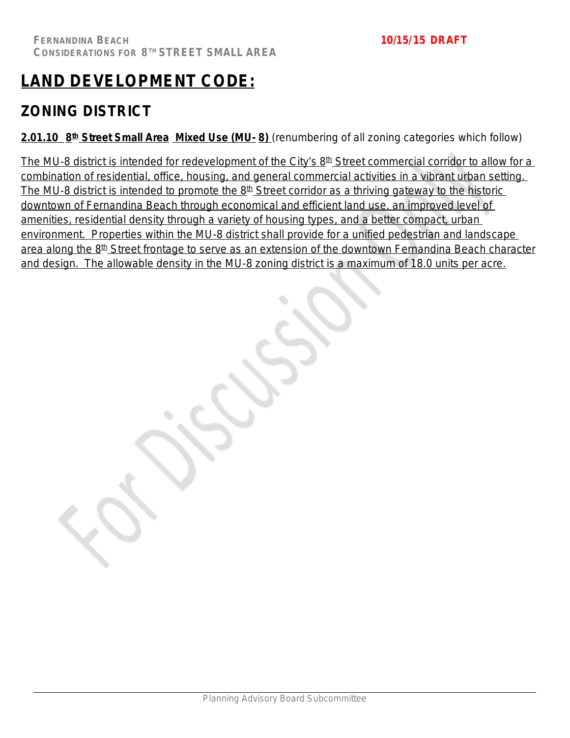# LAND DEVELOPMENT CODE:

## ZONING DISTRICT

**2.01.10 8th Street Small Area Mixed Use (MU-8)** (renumbering of all zoning categories which follow)

The MU-8 district is intended for redevelopment of the City's 8th Street commercial corridor to allow for a combination of residential, office, housing, and general commercial activities in a vibrant urban setting. The MU-8 district is intended to promote the 8th Street corridor as a thriving gateway to the historic downtown of Fernandina Beach through economical and efficient land use, an improved level of amenities, residential density through a variety of housing types, and a better compact, urban environment. Properties within the MU-8 district shall provide for a unified pedestrian and landscape area along the 8th Street frontage to serve as an extension of the downtown Fernandina Beach character and design. The allowable density in the MU-8 zoning district is a maximum of 18.0 units per acre.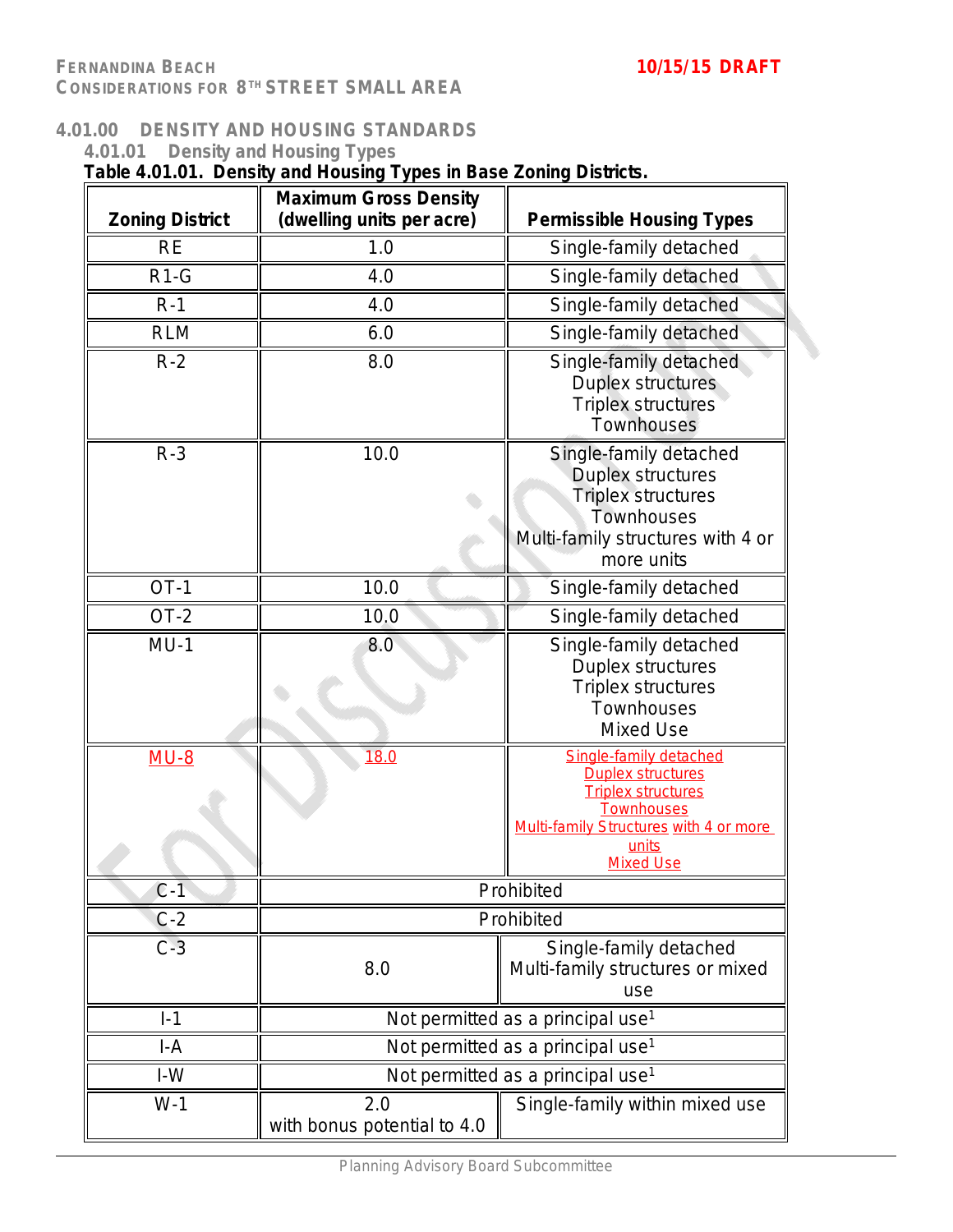# 4.01.00 DENSITY AND HOUSING STANDARDS

## 4.01.01 Density and Housing Types

**Table 4.01.01. Density and Housing Types in Base Zoning Districts.**

| Zoning District | Maximum Gross Density (dwelling units per acre) | Permissible Housing Types |
|---|---|---|
| RE | 1.0 | Single-family detached |
| R1-G | 4.0 | Single-family detached |
| R-1 | 4.0 | Single-family detached |
| RLM | 6.0 | Single-family detached |
| R-2 | 8.0 | Single-family detached<br>Duplex structures<br>Triplex structures<br>Townhouses |
| R-3 | 10.0 | Single-family detached<br>Duplex structures<br>Triplex structures<br>Townhouses<br>Multi-family structures with 4 or more units |
| OT-1 | 10.0 | Single-family detached |
| OT-2 | 10.0 | Single-family detached |
| MU-1 | 8.0 | Single-family detached<br>Duplex structures<br>Triplex structures<br>Townhouses<br>Mixed Use |
| MU-8 | 18.0 | Single-family detached<br>Duplex structures<br>Triplex structures<br>Townhouses<br>Multi-family Structures with 4 or more units<br>Mixed Use |
| C-1 | Prohibited | |
| C-2 | Prohibited | |
| C-3 | 8.0 | Single-family detached<br>Multi-family structures or mixed use |
| I-1 | Not permitted as a principal use[1] | |
| I-A | Not permitted as a principal use[1] | |
| I-W | Not permitted as a principal use[1] | |
| W-1 | 2.0<br>with bonus potential to 4.0 | Single-family within mixed use |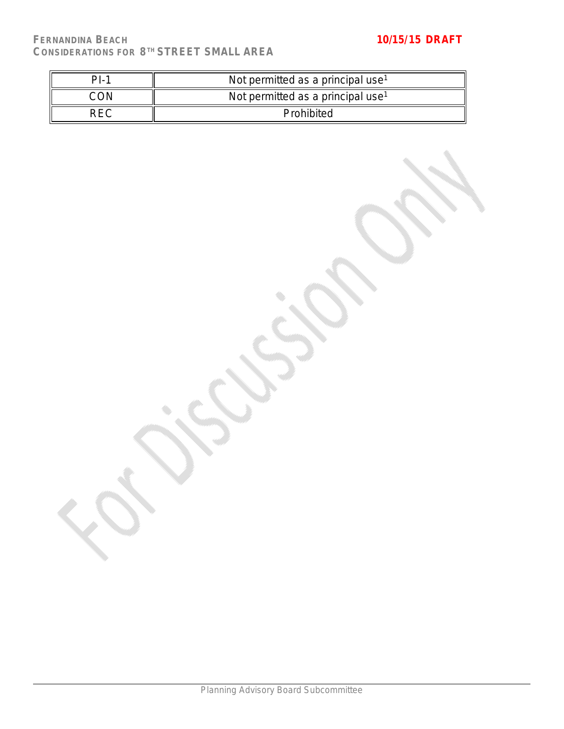| PI-1 | Not permitted as a principal use[1] |
|---|---|
| CON | Not permitted as a principal use[1] |
| REC | Prohibited |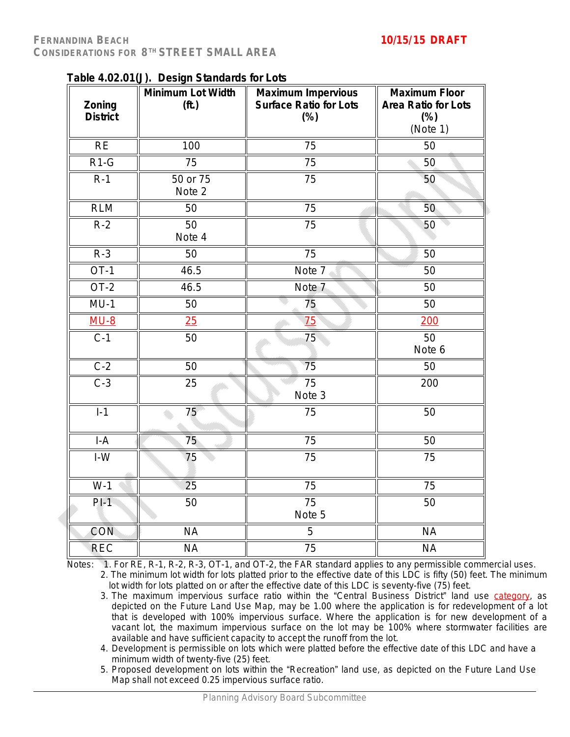### Table 4.02.01(J). Design Standards for Lots

| Zoning District | Minimum Lot Width (ft.) | Maximum Impervious Surface Ratio for Lots (%) | Maximum Floor Area Ratio for Lots (%) (Note 1) |
|---|---|---|---|
| RE | 100 | 75 | 50 |
| R1-G | 75 | 75 | 50 |
| R-1 | 50 or 75 Note 2 | 75 | 50 |
| RLM | 50 | 75 | 50 |
| R-2 | 50 Note 4 | 75 | 50 |
| R-3 | 50 | 75 | 50 |
| OT-1 | 46.5 | Note 7 | 50 |
| OT-2 | 46.5 | Note 7 | 50 |
| MU-1 | 50 | 75 | 50 |
| MU-8 | 25 | 75 | 200 |
| C-1 | 50 | 75 | 50 Note 6 |
| C-2 | 50 | 75 | 50 |
| C-3 | 25 | 75 Note 3 | 200 |
| I-1 | 75 | 75 | 50 |
| I-A | 75 | 75 | 50 |
| I-W | 75 | 75 | 75 |
| W-1 | 25 | 75 | 75 |
| PI-1 | 50 | 75 Note 5 | 50 |
| CON | NA | 5 | NA |
| REC | NA | 75 | NA |

Notes:

1. For RE, R-1, R-2, R-3, OT-1, and OT-2, the FAR standard applies to any permissible commercial uses.
2. The minimum lot width for lots platted prior to the effective date of this LDC is fifty (50) feet. The minimum lot width for lots platted on or after the effective date of this LDC is seventy-five (75) feet.
3. The maximum impervious surface ratio within the "Central Business District" land use category, as depicted on the Future Land Use Map, may be 1.00 where the application is for redevelopment of a lot that is developed with 100% impervious surface. Where the application is for new development of a vacant lot, the maximum impervious surface on the lot may be 100% where stormwater facilities are available and have sufficient capacity to accept the runoff from the lot.
4. Development is permissible on lots which were platted before the effective date of this LDC and have a minimum width of twenty-five (25) feet.
5. Proposed development on lots within the "Recreation" land use, as depicted on the Future Land Use Map shall not exceed 0.25 impervious surface ratio.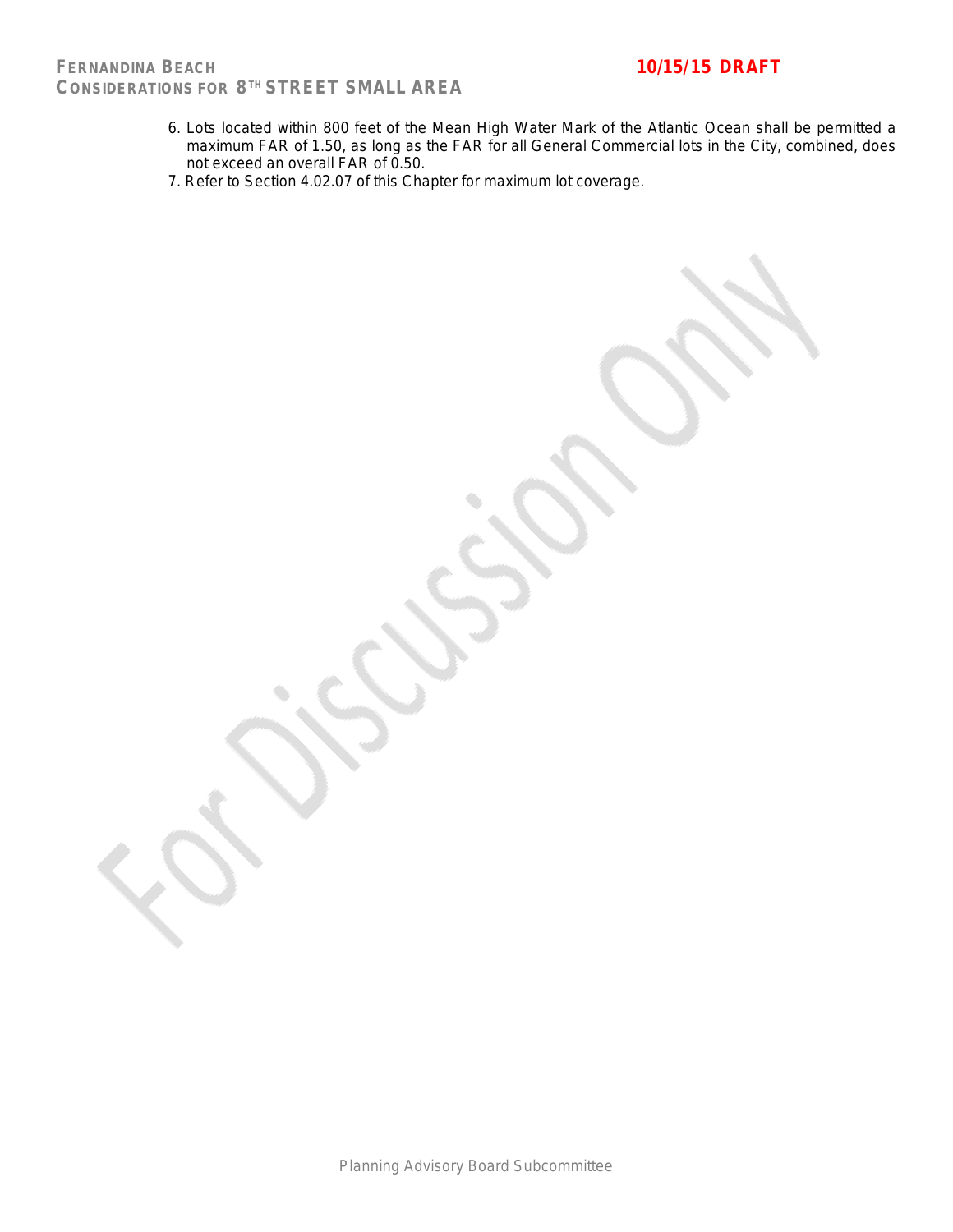6. Lots located within 800 feet of the Mean High Water Mark of the Atlantic Ocean shall be permitted a maximum FAR of 1.50, as long as the FAR for all General Commercial lots in the City, combined, does not exceed an overall FAR of 0.50.
7. Refer to Section 4.02.07 of this Chapter for maximum lot coverage.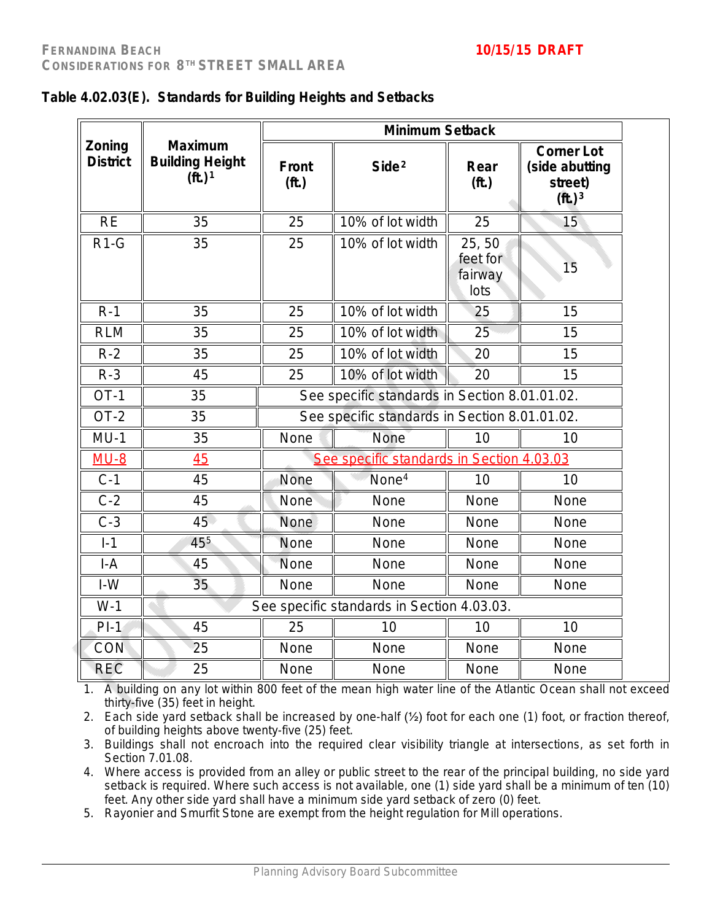**Table 4.02.03(E). Standards for Building Heights and Setbacks**

| Zoning District | Maximum Building Height (ft.)[1] | Minimum Setback | | | |
|---|---|---|---|---|---|
| | | Front (ft.) | Side[2] | Rear (ft.) | Corner Lot (side abutting street) (ft.)[3] |
| RE | 35 | 25 | 10% of lot width | 25 | 15 |
| R1-G | 35 | 25 | 10% of lot width | 25, 50 feet for fairway lots | 15 |
| R-1 | 35 | 25 | 10% of lot width | 25 | 15 |
| RLM | 35 | 25 | 10% of lot width | 25 | 15 |
| R-2 | 35 | 25 | 10% of lot width | 20 | 15 |
| R-3 | 45 | 25 | 10% of lot width | 20 | 15 |
| OT-1 | 35 | See specific standards in Section 8.01.01.02. | | | |
| OT-2 | 35 | See specific standards in Section 8.01.01.02. | | | |
| MU-1 | 35 | None | None | 10 | 10 |
| MU-8 | 45 | See specific standards in Section 4.03.03 | | | |
| C-1 | 45 | None | None[4] | 10 | 10 |
| C-2 | 45 | None | None | None | None |
| C-3 | 45 | None | None | None | None |
| I-1 | 45[5] | None | None | None | None |
| I-A | 45 | None | None | None | None |
| I-W | 35 | None | None | None | None |
| W-1 | See specific standards in Section 4.03.03. | | | | |
| PI-1 | 45 | 25 | 10 | 10 | 10 |
| CON | 25 | None | None | None | None |
| REC | 25 | None | None | None | None |

1. A building on any lot within 800 feet of the mean high water line of the Atlantic Ocean shall not exceed thirty-five (35) feet in height.
2. Each side yard setback shall be increased by one-half (½) foot for each one (1) foot, or fraction thereof, of building heights above twenty-five (25) feet.
3. Buildings shall not encroach into the required clear visibility triangle at intersections, as set forth in Section 7.01.08.
4. Where access is provided from an alley or public street to the rear of the principal building, no side yard setback is required. Where such access is not available, one (1) side yard shall be a minimum of ten (10) feet. Any other side yard shall have a minimum side yard setback of zero (0) feet.
5. Rayonier and Smurfit Stone are exempt from the height regulation for Mill operations.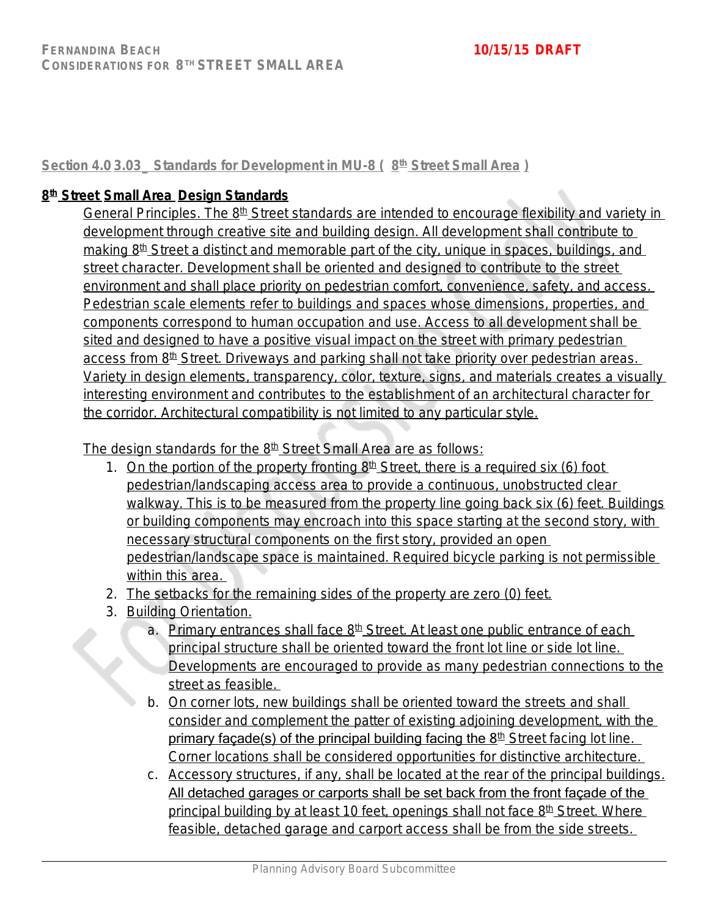## Section 4.0 3.03_ Standards for Development in MU-8 ( 8th Street Small Area )

### 8th Street Small Area Design Standards

General Principles. The 8th Street standards are intended to encourage flexibility and variety in development through creative site and building design. All development shall contribute to making 8th Street a distinct and memorable part of the city, unique in spaces, buildings, and street character. Development shall be oriented and designed to contribute to the street environment and shall place priority on pedestrian comfort, convenience, safety, and access. Pedestrian scale elements refer to buildings and spaces whose dimensions, properties, and components correspond to human occupation and use. Access to all development shall be sited and designed to have a positive visual impact on the street with primary pedestrian access from 8th Street. Driveways and parking shall not take priority over pedestrian areas. Variety in design elements, transparency, color, texture, signs, and materials creates a visually interesting environment and contributes to the establishment of an architectural character for the corridor. Architectural compatibility is not limited to any particular style.

The design standards for the 8th Street Small Area are as follows:

1. On the portion of the property fronting 8th Street, there is a required six (6) foot pedestrian/landscaping access area to provide a continuous, unobstructed clear walkway. This is to be measured from the property line going back six (6) feet. Buildings or building components may encroach into this space starting at the second story, with necessary structural components on the first story, provided an open pedestrian/landscape space is maintained. Required bicycle parking is not permissible within this area.
2. The setbacks for the remaining sides of the property are zero (0) feet.
3. Building Orientation.
   a. Primary entrances shall face 8th Street. At least one public entrance of each principal structure shall be oriented toward the front lot line or side lot line. Developments are encouraged to provide as many pedestrian connections to the street as feasible.
   b. On corner lots, new buildings shall be oriented toward the streets and shall consider and complement the patter of existing adjoining development, with the primary façade(s) of the principal building facing the 8th Street facing lot line. Corner locations shall be considered opportunities for distinctive architecture.
   c. Accessory structures, if any, shall be located at the rear of the principal buildings. All detached garages or carports shall be set back from the front façade of the principal building by at least 10 feet, openings shall not face 8th Street. Where feasible, detached garage and carport access shall be from the side streets.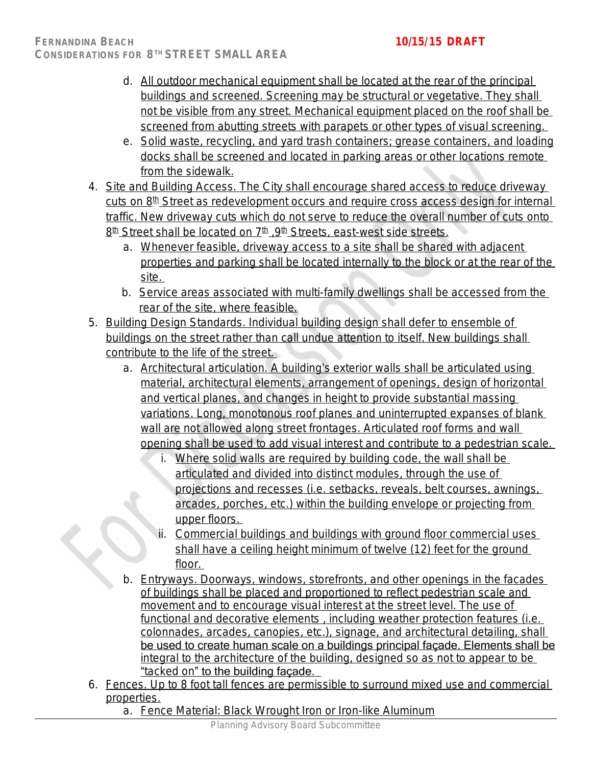d. All outdoor mechanical equipment shall be located at the rear of the principal buildings and screened. Screening may be structural or vegetative. They shall not be visible from any street. Mechanical equipment placed on the roof shall be screened from abutting streets with parapets or other types of visual screening.

e. Solid waste, recycling, and yard trash containers; grease containers, and loading docks shall be screened and located in parking areas or other locations remote from the sidewalk.

4. Site and Building Access. The City shall encourage shared access to reduce driveway cuts on 8th Street as redevelopment occurs and require cross access design for internal traffic. New driveway cuts which do not serve to reduce the overall number of cuts onto 8th Street shall be located on 7th ,9th Streets, east-west side streets.
   a. Whenever feasible, driveway access to a site shall be shared with adjacent properties and parking shall be located internally to the block or at the rear of the site.
   b. Service areas associated with multi-family dwellings shall be accessed from the rear of the site, where feasible.

5. Building Design Standards. Individual building design shall defer to ensemble of buildings on the street rather than call undue attention to itself. New buildings shall contribute to the life of the street.
   a. Architectural articulation. A building's exterior walls shall be articulated using material, architectural elements, arrangement of openings, design of horizontal and vertical planes, and changes in height to provide substantial massing variations. Long, monotonous roof planes and uninterrupted expanses of blank wall are not allowed along street frontages. Articulated roof forms and wall opening shall be used to add visual interest and contribute to a pedestrian scale.
      i. Where solid walls are required by building code, the wall shall be articulated and divided into distinct modules, through the use of projections and recesses (i.e. setbacks, reveals, belt courses, awnings, arcades, porches, etc.) within the building envelope or projecting from upper floors.
      ii. Commercial buildings and buildings with ground floor commercial uses shall have a ceiling height minimum of twelve (12) feet for the ground floor.
   b. Entryways. Doorways, windows, storefronts, and other openings in the facades of buildings shall be placed and proportioned to reflect pedestrian scale and movement and to encourage visual interest at the street level. The use of functional and decorative elements , including weather protection features (i.e. colonnades, arcades, canopies, etc.), signage, and architectural detailing, shall be used to create human scale on a buildings principal façade. Elements shall be integral to the architecture of the building, designed so as not to appear to be "tacked on" to the building façade.

6. Fences. Up to 8 foot tall fences are permissible to surround mixed use and commercial properties.
   a. Fence Material: Black Wrought Iron or Iron-like Aluminum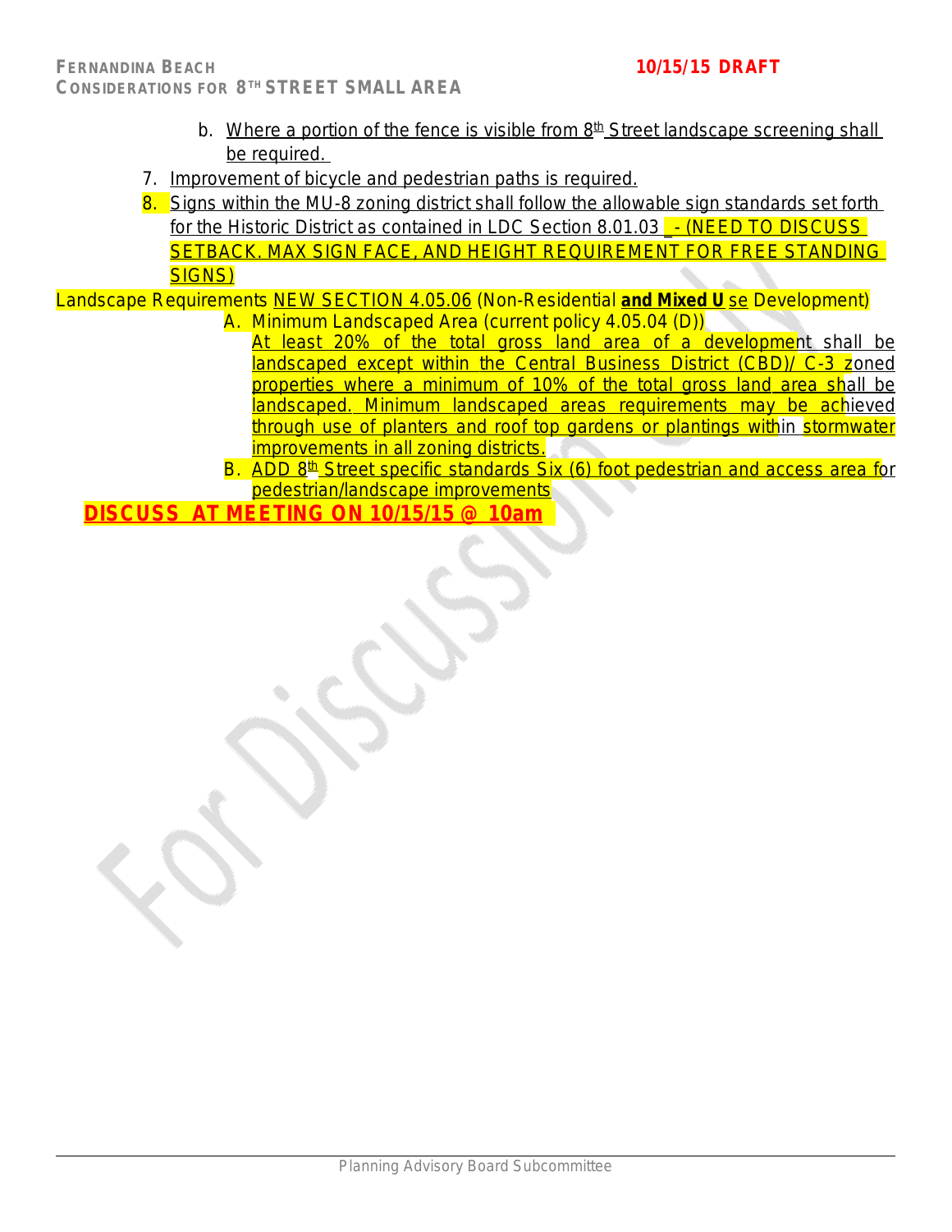b. Where a portion of the fence is visible from 8th Street landscape screening shall be required.

7. Improvement of bicycle and pedestrian paths is required.
8. Signs within the MU-8 zoning district shall follow the allowable sign standards set forth for the Historic District as contained in LDC Section 8.01.03 - (NEED TO DISCUSS SETBACK. MAX SIGN FACE, AND HEIGHT REQUIREMENT FOR FREE STANDING SIGNS)

Landscape Requirements NEW SECTION 4.05.06 (Non-Residential **and Mixed U** se Development)

A. Minimum Landscaped Area (current policy 4.05.04 (D))
   At least 20% of the total gross land area of a development shall be landscaped except within the Central Business District (CBD)/ C-3 zoned properties where a minimum of 10% of the total gross land area shall be landscaped. Minimum landscaped areas requirements may be achieved through use of planters and roof top gardens or plantings within stormwater improvements in all zoning districts.
B. ADD 8th Street specific standards Six (6) foot pedestrian and access area for pedestrian/landscape improvements

**DISCUSS AT MEETING ON 10/15/15 @ 10am**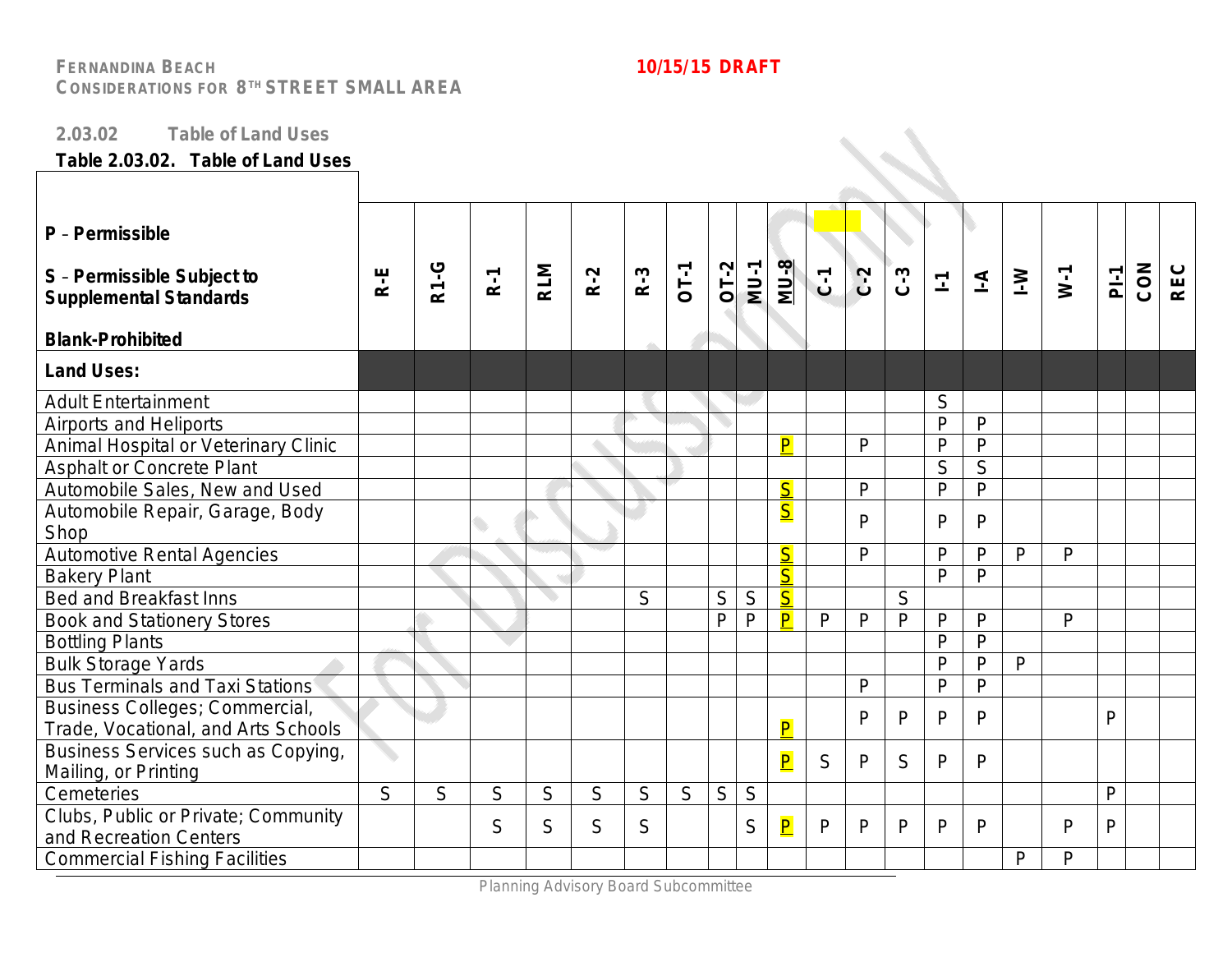FERNANDINA BEACH
CONSIDERATIONS FOR 8TH STREET SMALL AREA

10/15/15 DRAFT

## 2.03.02 Table of Land Uses

**Table 2.03.02. Table of Land Uses**

| **P** – **Permissible**<br><br>**S** – **Permissible Subject to Supplemental Standards**<br><br>**Blank-Prohibited** | **R-E** | **R1-G** | **R-1** | **RLM** | **R-2** | **R-3** | **OT-1** | **OT-2** | **MU-1** | **MU-8** | **C-1** | **C-2** | **C-3** | **I-1** | **I-A** | **I-W** | **W-1** | **PI-1** | **CON** | **REC** |
|---|---|---|---|---|---|---|---|---|---|---|---|---|---|---|---|---|---|---|---|---|
| **Land Uses:** | | | | | | | | | | | | | | | | | | | | |
| Adult Entertainment | | | | | | | | | | | | | | S | | | | | | |
| Airports and Heliports | | | | | | | | | | | | | | P | P | | | | | |
| Animal Hospital or Veterinary Clinic | | | | | | | | | | P | | P | | P | P | | | | | |
| Asphalt or Concrete Plant | | | | | | | | | | | | | | S | S | | | | | |
| Automobile Sales, New and Used | | | | | | | | | | S | | P | | P | P | | | | | |
| Automobile Repair, Garage, Body Shop | | | | | | | | | | S | | P | | P | P | | | | | |
| Automotive Rental Agencies | | | | | | | | | | S | | P | | P | P | P | P | | | |
| Bakery Plant | | | | | | | | | | S | | | | P | P | | | | | |
| Bed and Breakfast Inns | | | | | | S | | S | S | S | | | S | | | | | | | |
| Book and Stationery Stores | | | | | | | | P | P | P | P | P | P | P | P | | P | | | |
| Bottling Plants | | | | | | | | | | | | | | P | P | | | | | |
| Bulk Storage Yards | | | | | | | | | | | | | | P | P | P | | | | |
| Bus Terminals and Taxi Stations | | | | | | | | | | | | P | | P | P | | | | | |
| Business Colleges; Commercial, Trade, Vocational, and Arts Schools | | | | | | | | | | P | | P | P | P | P | | | P | | |
| Business Services such as Copying, Mailing, or Printing | | | | | | | | | | P | S | P | S | P | P | | | | | |
| Cemeteries | S | S | S | S | S | S | S | S | S | | | | | | | | | P | | |
| Clubs, Public or Private; Community and Recreation Centers | | | S | S | S | S | | | S | P | P | P | P | P | P | | P | P | | |
| Commercial Fishing Facilities | | | | | | | | | | | | | | | | P | P | | | |

Planning Advisory Board Subcommittee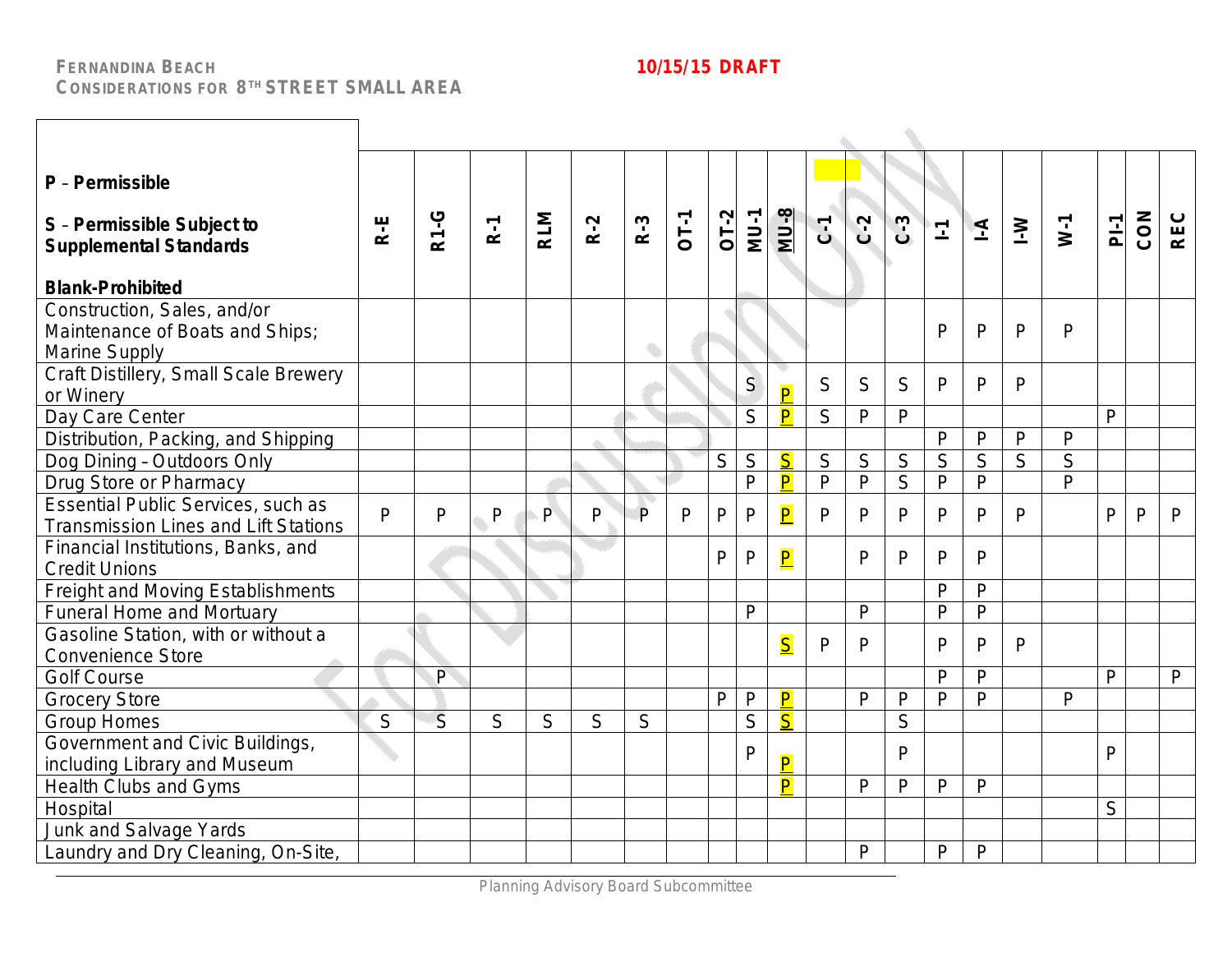FERNANDINA BEACH
CONSIDERATIONS FOR 8TH STREET SMALL AREA

10/15/15 DRAFT

| P – Permissible<br>S – Permissible Subject to Supplemental Standards<br>Blank-Prohibited | R-E | R1-G | R-1 | RLM | R-2 | R-3 | OT-1 | OT-2 | MU-1 | MU-8 | C-1 | C-2 | C-3 | I-1 | I-A | I-W | W-1 | PI-1 | CON | REC |
|---|---|---|---|---|---|---|---|---|---|---|---|---|---|---|---|---|---|---|---|---|
| Construction, Sales, and/or Maintenance of Boats and Ships; Marine Supply | | | | | | | | | | | | | | P | P | P | P | | | |
| Craft Distillery, Small Scale Brewery or Winery | | | | | | | | | S | P | S | S | S | P | P | P | | | | |
| Day Care Center | | | | | | | | | S | P | S | P | P | | | | | P | | |
| Distribution, Packing, and Shipping | | | | | | | | | | | | | | P | P | P | P | | | |
| Dog Dining – Outdoors Only | | | | | | | | S | S | S | S | S | S | S | S | S | S | | | |
| Drug Store or Pharmacy | | | | | | | | | P | P | P | P | S | P | P | | P | | | |
| Essential Public Services, such as Transmission Lines and Lift Stations | P | P | P | P | P | P | P | P | P | P | P | P | P | P | P | P | | P | P | P |
| Financial Institutions, Banks, and Credit Unions | | | | | | | | P | P | P | | P | P | P | P | | | | | |
| Freight and Moving Establishments | | | | | | | | | | | | | | P | P | | | | | |
| Funeral Home and Mortuary | | | | | | | | | P | | | P | | P | P | | | | | |
| Gasoline Station, with or without a Convenience Store | | | | | | | | | | S | P | P | | P | P | P | | | | |
| Golf Course | | P | | | | | | | | | | | | P | P | | | P | | P |
| Grocery Store | | | | | | | | P | P | P | | P | P | P | P | | P | | | |
| Group Homes | S | S | S | S | S | S | | | S | S | | | S | | | | | | | |
| Government and Civic Buildings, including Library and Museum | | | | | | | | | P | P | | | P | | | | | P | | |
| Health Clubs and Gyms | | | | | | | | | | P | | P | P | P | P | | | | | |
| Hospital | | | | | | | | | | | | | | | | | | S | | |
| Junk and Salvage Yards | | | | | | | | | | | | | | | | | | | | |
| Laundry and Dry Cleaning, On-Site, | | | | | | | | | | | | P | | P | P | | | | | |

Planning Advisory Board Subcommittee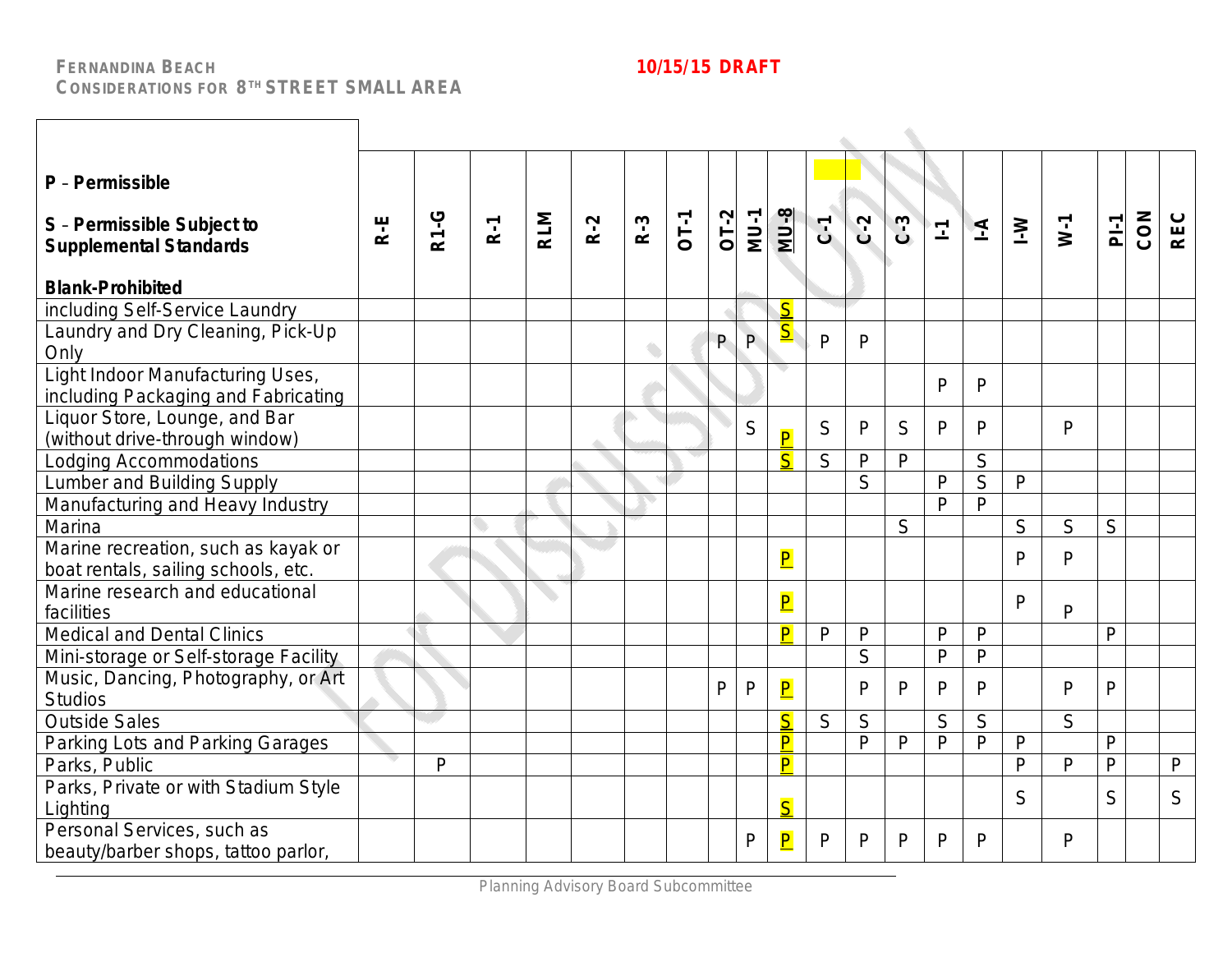| **P** – **Permissible**<br>**S** – **Permissible Subject to Supplemental Standards**<br>**Blank-Prohibited** | R-E | R1-G | R-1 | RLM | R-2 | R-3 | OT-1 | OT-2 | MU-1 | MU-8 | C-1 | C-2 | C-3 | I-1 | I-A | I-W | W-1 | PI-1 | CON | REC |
|---|---|---|---|---|---|---|---|---|---|---|---|---|---|---|---|---|---|---|---|---|
| including Self-Service Laundry | | | | | | | | | | S | | | | | | | | | | |
| Laundry and Dry Cleaning, Pick-Up Only | | | | | | | | P | P | S | P | P | | | | | | | | |
| Light Indoor Manufacturing Uses, including Packaging and Fabricating | | | | | | | | | | | | | | P | P | | | | | |
| Liquor Store, Lounge, and Bar (without drive-through window) | | | | | | | | | S | P | S | P | S | P | P | | P | | | |
| Lodging Accommodations | | | | | | | | | | S | S | P | P | | S | | | | | |
| Lumber and Building Supply | | | | | | | | | | | | S | | P | S | P | | | | |
| Manufacturing and Heavy Industry | | | | | | | | | | | | | | P | P | | | | | |
| Marina | | | | | | | | | | | | | S | | | S | S | S | | |
| Marine recreation, such as kayak or boat rentals, sailing schools, etc. | | | | | | | | | | P | | | | | | P | P | | | |
| Marine research and educational facilities | | | | | | | | | | P | | | | | | P | P | | | |
| Medical and Dental Clinics | | | | | | | | | | P | P | P | | P | P | | | P | | |
| Mini-storage or Self-storage Facility | | | | | | | | | | | | S | | P | P | | | | | |
| Music, Dancing, Photography, or Art Studios | | | | | | | | P | P | P | | P | P | P | P | | P | P | | |
| Outside Sales | | | | | | | | | | S | S | S | | S | S | | S | | | |
| Parking Lots and Parking Garages | | | | | | | | | | P | | P | P | P | P | P | | P | | |
| Parks, Public | | P | | | | | | | | P | | | | | | P | P | P | | P |
| Parks, Private or with Stadium Style Lighting | | | | | | | | | | S | | | | | | S | | S | | S |
| Personal Services, such as beauty/barber shops, tattoo parlor, | | | | | | | | | P | P | P | P | P | P | P | | P | | | |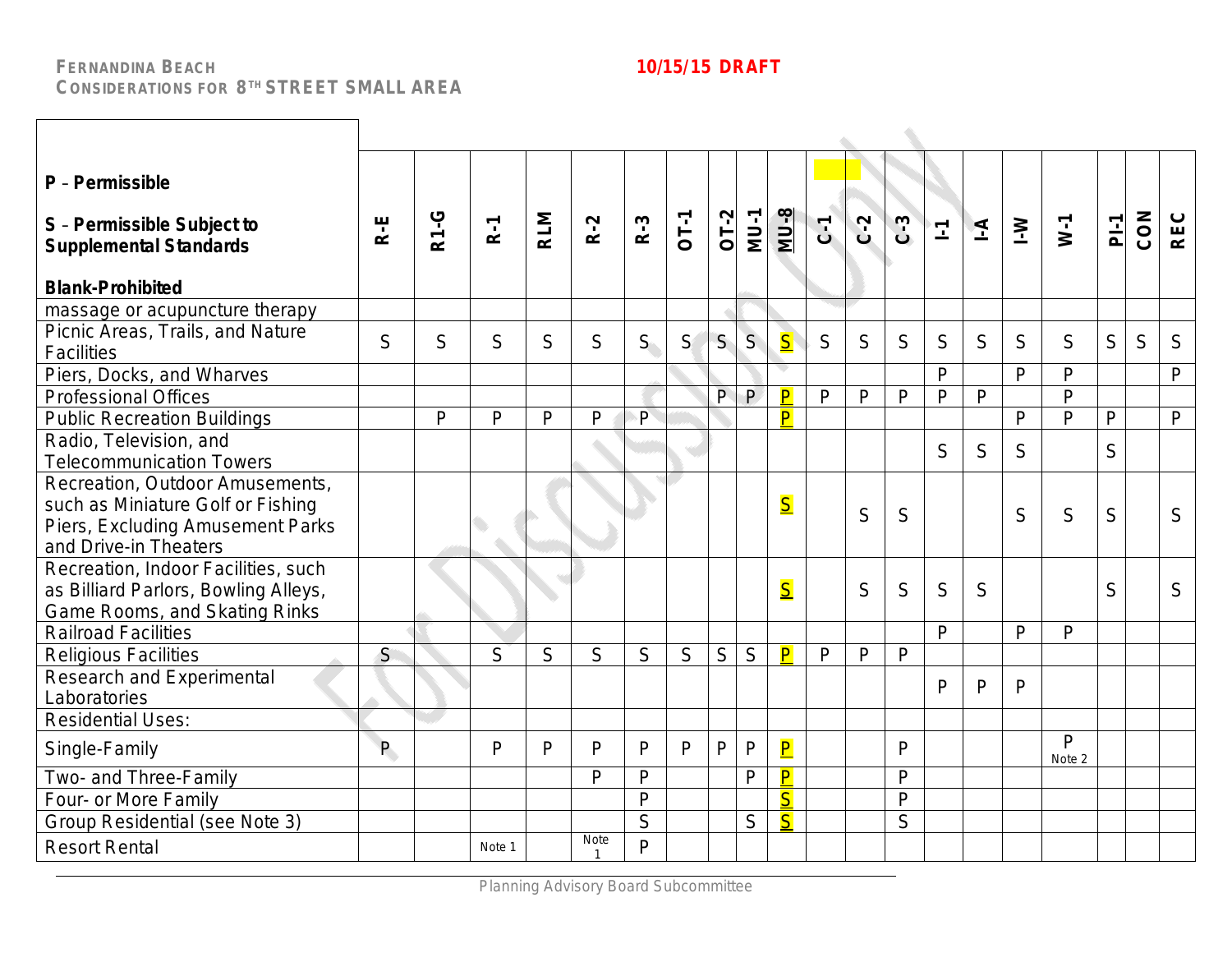FERNANDINA BEACH
CONSIDERATIONS FOR 8TH STREET SMALL AREA

10/15/15 DRAFT

| P – Permissible<br><br>S – Permissible Subject to Supplemental Standards<br><br>Blank-Prohibited | R-E | R1-G | R-1 | RLM | R-2 | R-3 | OT-1 | OT-2 | MU-1 | MU-8 | C-1 | C-2 | C-3 | I-1 | I-A | I-W | W-1 | PI-1 | CON | REC |
|---|---|---|---|---|---|---|---|---|---|---|---|---|---|---|---|---|---|---|---|---|
| massage or acupuncture therapy | | | | | | | | | | | | | | | | | | | | |
| Picnic Areas, Trails, and Nature Facilities | S | S | S | S | S | S | S | S | S | S | S | S | S | S | S | S | S | S | S | S |
| Piers, Docks, and Wharves | | | | | | | | | | | | | | P | | P | P | | | P |
| Professional Offices | | | | | | | | P | P | P | P | P | P | P | P | | P | | | |
| Public Recreation Buildings | | P | P | P | P | P | | | | P | | | | | | P | P | P | | P |
| Radio, Television, and Telecommunication Towers | | | | | | | | | | | | | | S | S | S | | S | | |
| Recreation, Outdoor Amusements, such as Miniature Golf or Fishing Piers, Excluding Amusement Parks and Drive-in Theaters | | | | | | | | | | S | | S | S | | | S | S | S | | S |
| Recreation, Indoor Facilities, such as Billiard Parlors, Bowling Alleys, Game Rooms, and Skating Rinks | | | | | | | | | | S | | S | S | S | S | | | S | | S |
| Railroad Facilities | | | | | | | | | | | | | | P | | P | P | | | |
| Religious Facilities | S | | S | S | S | S | S | S | S | P | P | P | P | | | | | | | |
| Research and Experimental Laboratories | | | | | | | | | | | | | | P | P | P | | | | |
| Residential Uses: | | | | | | | | | | | | | | | | | | | | |
| Single-Family | P | | P | P | P | P | P | P | P | P | | | P | | | | P Note 2 | | | |
| Two- and Three-Family | | | | | P | P | | | P | P | | | P | | | | | | | |
| Four- or More Family | | | | | | P | | | | S | | | P | | | | | | | |
| Group Residential (see Note 3) | | | | | | S | | | S | S | | | S | | | | | | | |
| Resort Rental | | | Note 1 | | Note 1 | P | | | | | | | | | | | | | | |

Planning Advisory Board Subcommittee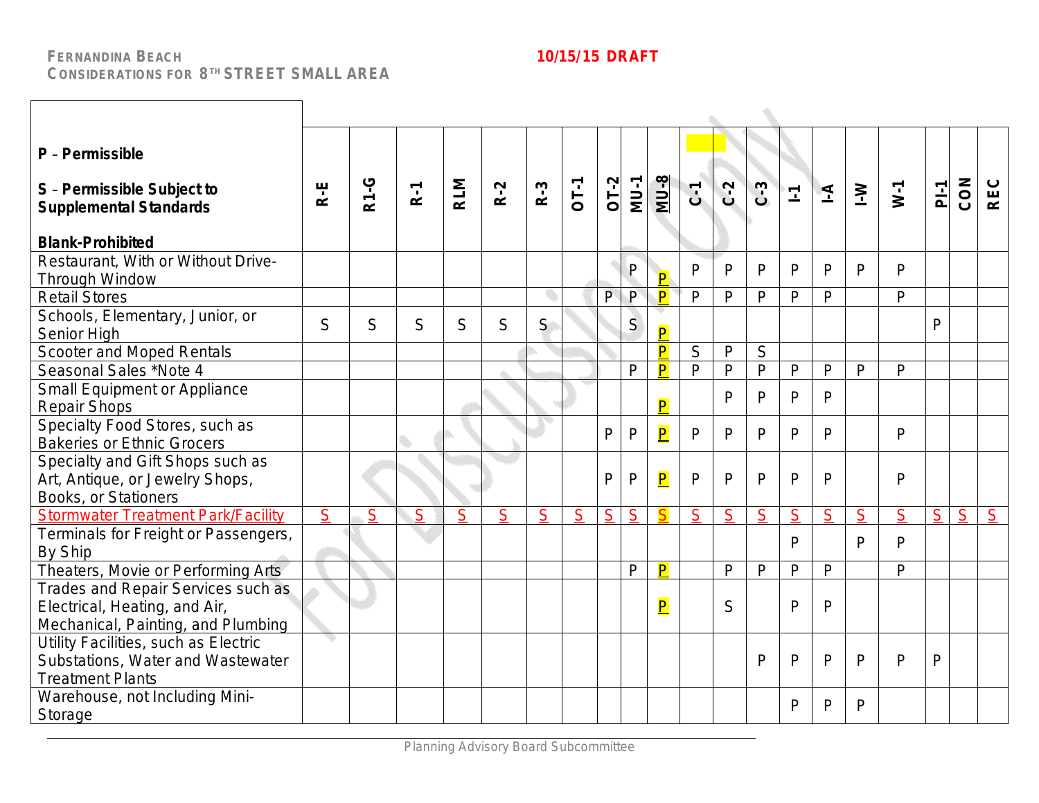**Fernandina Beach**
**Considerations for 8TH Street Small Area**

**10/15/15 DRAFT**

| P – Permissible<br><br>S – Permissible Subject to Supplemental Standards<br><br>Blank-Prohibited | R-E | R1-G | R-1 | RLM | R-2 | R-3 | OT-1 | OT-2 | MU-1 | MU-8 | C-1 | C-2 | C-3 | I-1 | I-A | I-W | W-1 | PI-1 | CON | REC |
|---|---|---|---|---|---|---|---|---|---|---|---|---|---|---|---|---|---|---|---|---|
| Restaurant, With or Without Drive-Through Window | | | | | | | | | P | P | P | P | P | P | P | P | P | | | |
| Retail Stores | | | | | | | | P | P | P | P | P | P | P | P | | P | | | |
| Schools, Elementary, Junior, or Senior High | S | S | S | S | S | S | | | S | P | | | | | | | | P | | |
| Scooter and Moped Rentals | | | | | | | | | | P | S | P | S | | | | | | | |
| Seasonal Sales *Note 4 | | | | | | | | | P | P | P | P | P | P | P | P | P | | | |
| Small Equipment or Appliance Repair Shops | | | | | | | | | | P | | P | P | P | P | | | | | |
| Specialty Food Stores, such as Bakeries or Ethnic Grocers | | | | | | | | P | P | P | P | P | P | P | P | | P | | | |
| Specialty and Gift Shops such as Art, Antique, or Jewelry Shops, Books, or Stationers | | | | | | | | P | P | P | P | P | P | P | P | | P | | | |
| Stormwater Treatment Park/Facility | S | S | S | S | S | S | S | S | S | S | S | S | S | S | S | S | S | S | S | S |
| Terminals for Freight or Passengers, By Ship | | | | | | | | | | | | | | P | | P | P | | | |
| Theaters, Movie or Performing Arts | | | | | | | | | P | P | | P | P | P | P | | P | | | |
| Trades and Repair Services such as Electrical, Heating, and Air, Mechanical, Painting, and Plumbing | | | | | | | | | | P | | S | | P | P | | | | | |
| Utility Facilities, such as Electric Substations, Water and Wastewater Treatment Plants | | | | | | | | | | | | | P | P | P | P | P | P | | |
| Warehouse, not Including Mini-Storage | | | | | | | | | | | | | | P | P | P | | | | |

Planning Advisory Board Subcommittee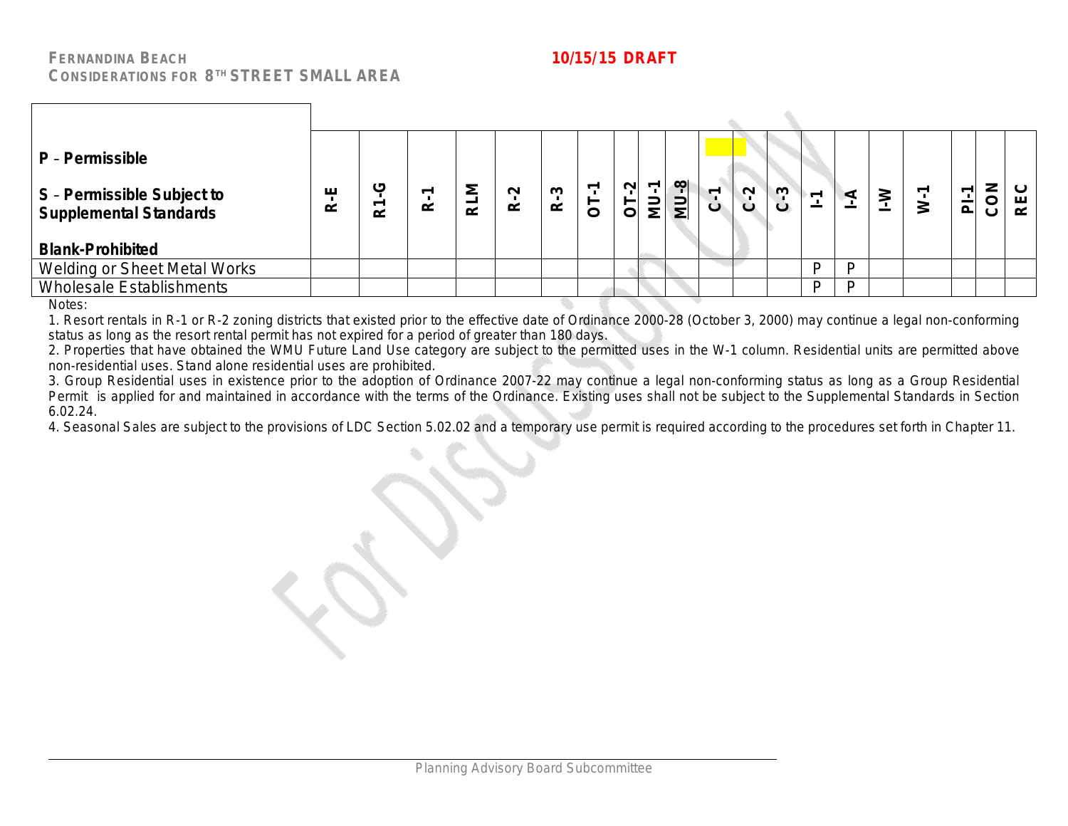| P – Permissible<br><br>S – Permissible Subject to Supplemental Standards<br><br>Blank-Prohibited | R-E | R1-G | R-1 | RLM | R-2 | R-3 | OT-1 | OT-2 | MU-1 | MU-8 | C-1 | C-2 | C-3 | I-1 | I-A | I-W | W-1 | PI-1 | CON | REC |
|---|---|---|---|---|---|---|---|---|---|---|---|---|---|---|---|---|---|---|---|---|
| Welding or Sheet Metal Works | | | | | | | | | | | | | | P | P | | | | | |
| Wholesale Establishments | | | | | | | | | | | | | | P | P | | | | | |

Notes:

1. Resort rentals in R-1 or R-2 zoning districts that existed prior to the effective date of Ordinance 2000-28 (October 3, 2000) may continue a legal non-conforming status as long as the resort rental permit has not expired for a period of greater than 180 days.
2. Properties that have obtained the WMU Future Land Use category are subject to the permitted uses in the W-1 column. Residential units are permitted above non-residential uses. Stand alone residential uses are prohibited.
3. Group Residential uses in existence prior to the adoption of Ordinance 2007-22 may continue a legal non-conforming status as long as a Group Residential Permit is applied for and maintained in accordance with the terms of the Ordinance. Existing uses shall not be subject to the Supplemental Standards in Section 6.02.24.
4. Seasonal Sales are subject to the provisions of LDC Section 5.02.02 and a temporary use permit is required according to the procedures set forth in Chapter 11.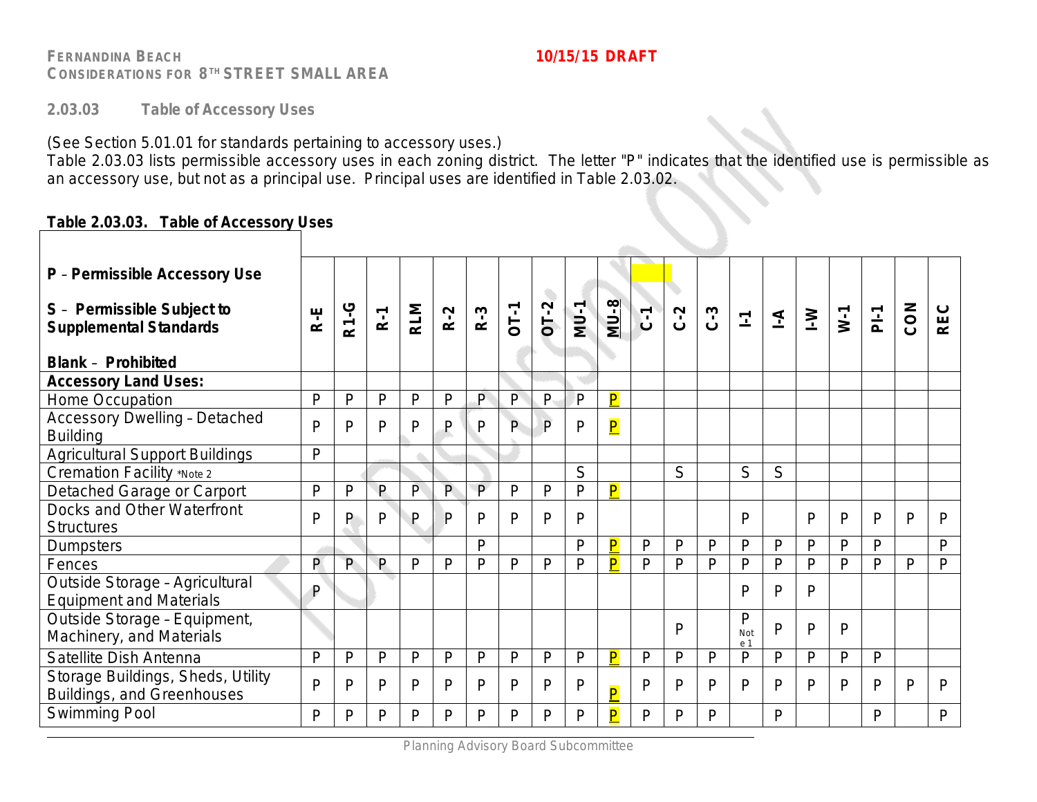## 2.03.03 Table of Accessory Uses

(See Section 5.01.01 for standards pertaining to accessory uses.)
Table 2.03.03 lists permissible accessory uses in each zoning district. The letter "P" indicates that the identified use is permissible as an accessory use, but not as a principal use. Principal uses are identified in Table 2.03.02.

**Table 2.03.03. Table of Accessory Uses**

| **P** – **Permissible Accessory Use**<br>**S** – **Permissible Subject to Supplemental Standards**<br>**Blank** – **Prohibited** | **R-E** | **R1-G** | **R-1** | **RLM** | **R-2** | **R-3** | **OT-1** | **OT-2** | **MU-1** | **MU-8** | **C-1** | **C-2** | **C-3** | **I-1** | **I-A** | **I-W** | **W-1** | **PI-1** | **CON** | **REC** |
|---|---|---|---|---|---|---|---|---|---|---|---|---|---|---|---|---|---|---|---|---|
| **Accessory Land Uses:** | | | | | | | | | | | | | | | | | | | | |
| Home Occupation | P | P | P | P | P | P | P | P | P | P | | | | | | | | | | |
| Accessory Dwelling – Detached Building | P | P | P | P | P | P | P | P | P | P | | | | | | | | | | |
| Agricultural Support Buildings | P | | | | | | | | | | | | | | | | | | | |
| Cremation Facility *Note 2 | | | | | | | | | S | | | S | | S | S | | | | | |
| Detached Garage or Carport | P | P | P | P | P | P | P | P | P | P | | | | | | | | | | |
| Docks and Other Waterfront Structures | P | P | P | P | P | P | P | P | P | | | | | P | | P | P | P | P | P |
| Dumpsters | | | | | | P | | | P | P | P | P | P | P | P | P | P | P | | P |
| Fences | P | P | P | P | P | P | P | P | P | P | P | P | P | P | P | P | P | P | P | P |
| Outside Storage – Agricultural Equipment and Materials | P | | | | | | | | | | | | | P | P | P | | | | |
| Outside Storage – Equipment, Machinery, and Materials | | | | | | | | | | | | P | | P Note 1 | P | P | P | | | |
| Satellite Dish Antenna | P | P | P | P | P | P | P | P | P | P | P | P | P | P | P | P | P | P | | |
| Storage Buildings, Sheds, Utility Buildings, and Greenhouses | P | P | P | P | P | P | P | P | P | P | P | P | P | P | P | P | P | P | P | P |
| Swimming Pool | P | P | P | P | P | P | P | P | P | P | P | P | P | | P | | | P | | P |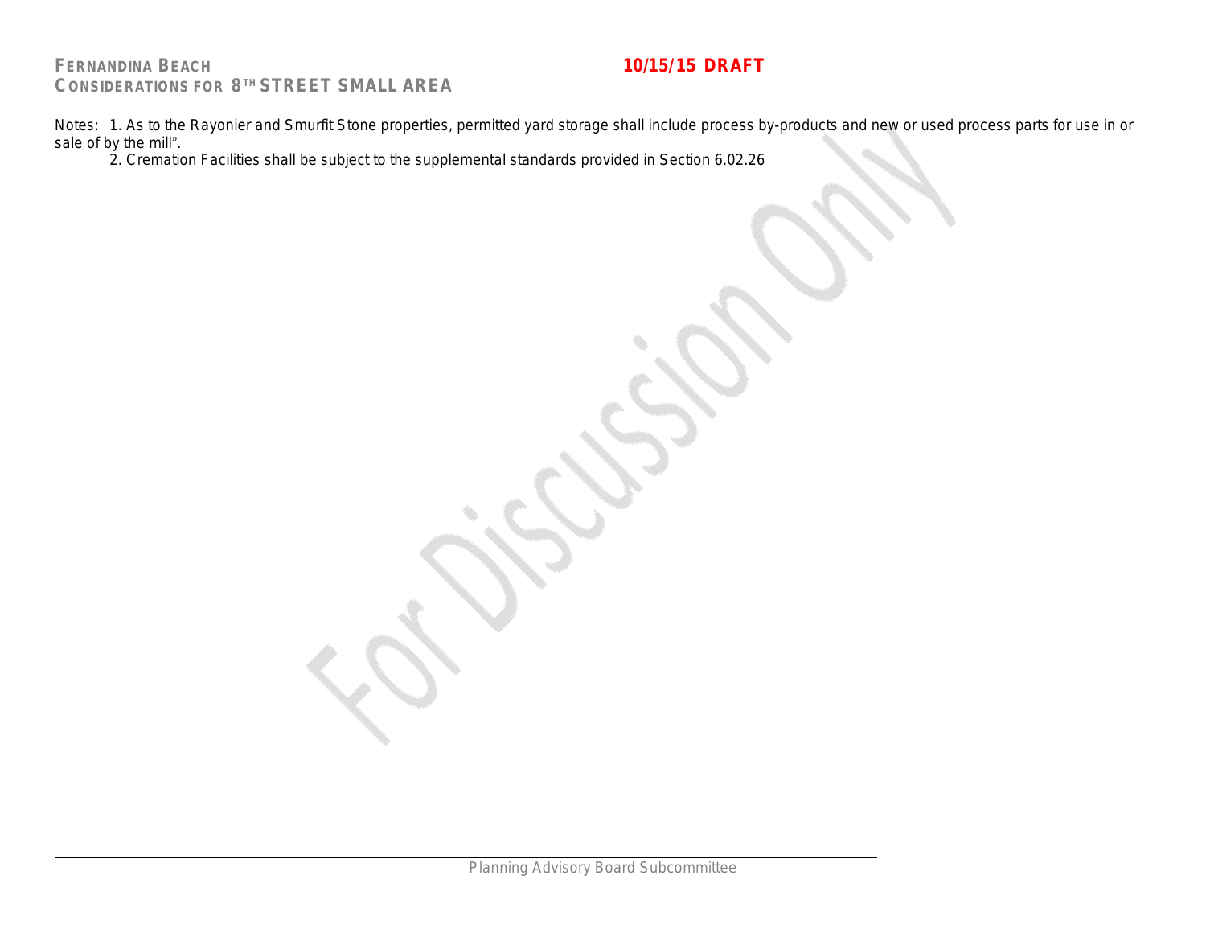Notes: 1. As to the Rayonier and Smurfit Stone properties, permitted yard storage shall include process by-products and new or used process parts for use in or sale of by the mill".

2. Cremation Facilities shall be subject to the supplemental standards provided in Section 6.02.26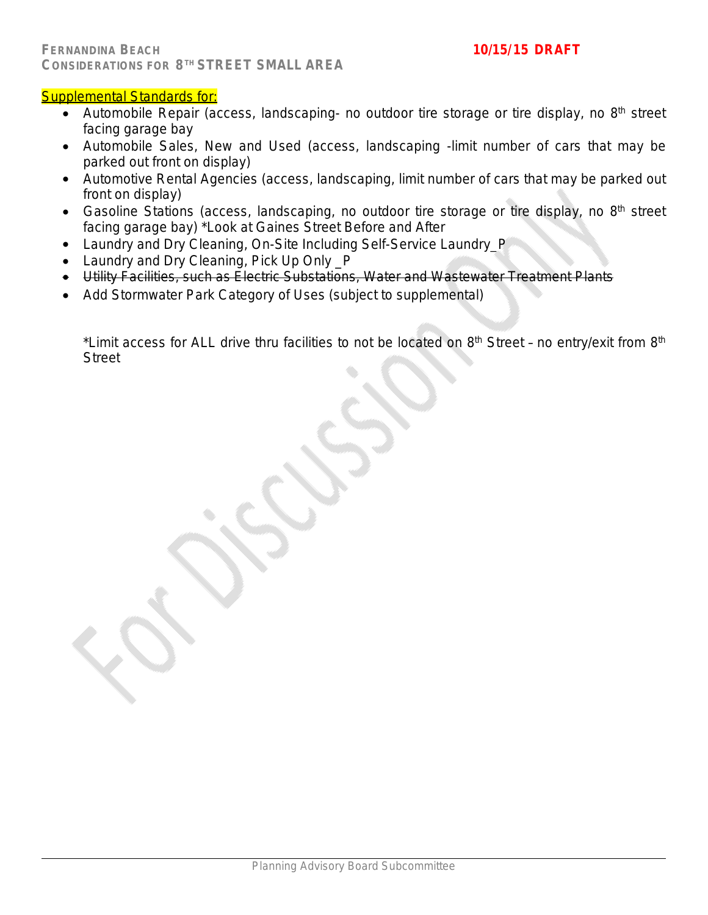Supplemental Standards for:

- Automobile Repair (access, landscaping- no outdoor tire storage or tire display, no 8th street facing garage bay
- Automobile Sales, New and Used (access, landscaping -limit number of cars that may be parked out front on display)
- Automotive Rental Agencies (access, landscaping, limit number of cars that may be parked out front on display)
- Gasoline Stations (access, landscaping, no outdoor tire storage or tire display, no 8th street facing garage bay) *Look at Gaines Street Before and After
- Laundry and Dry Cleaning, On-Site Including Self-Service Laundry_P
- Laundry and Dry Cleaning, Pick Up Only _P
- ~~Utility Facilities, such as Electric Substations, Water and Wastewater Treatment Plants~~
- Add Stormwater Park Category of Uses (subject to supplemental)

*Limit access for ALL drive thru facilities to not be located on 8th Street – no entry/exit from 8th Street